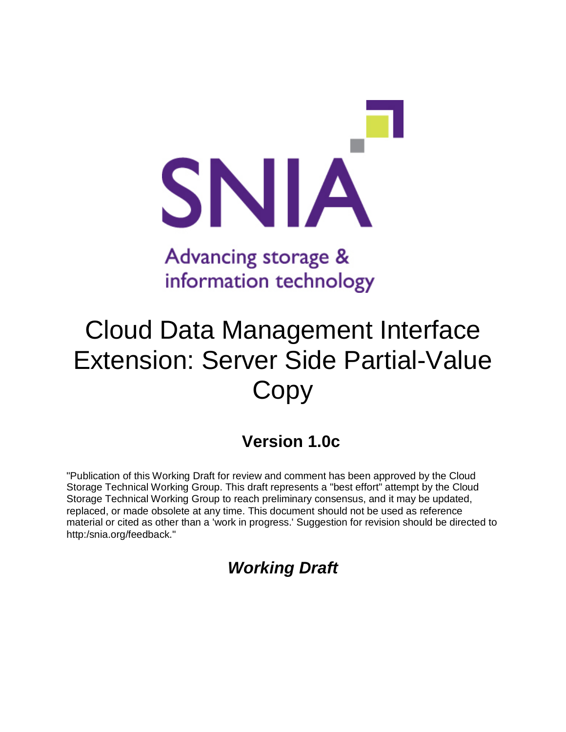SNIA

Advancing storage & information technology

# Cloud Data Management Interface Extension: Server Side Partial-Value Copy

## Version 1.0c

"Publication of this Working Draft for review and comment has been approved by the Cloud Storage Technical Working Group. This draft represents a "best effort" attempt by the Cloud Storage Technical Working Group to reach preliminary consensus, and it may be updated, replaced, or made obsolete at any time. This document should not be used as reference material or cited as other than a 'work in progress.' Suggestion for revision should be directed to http:/snia.org/feedback."

## ***Working Draft***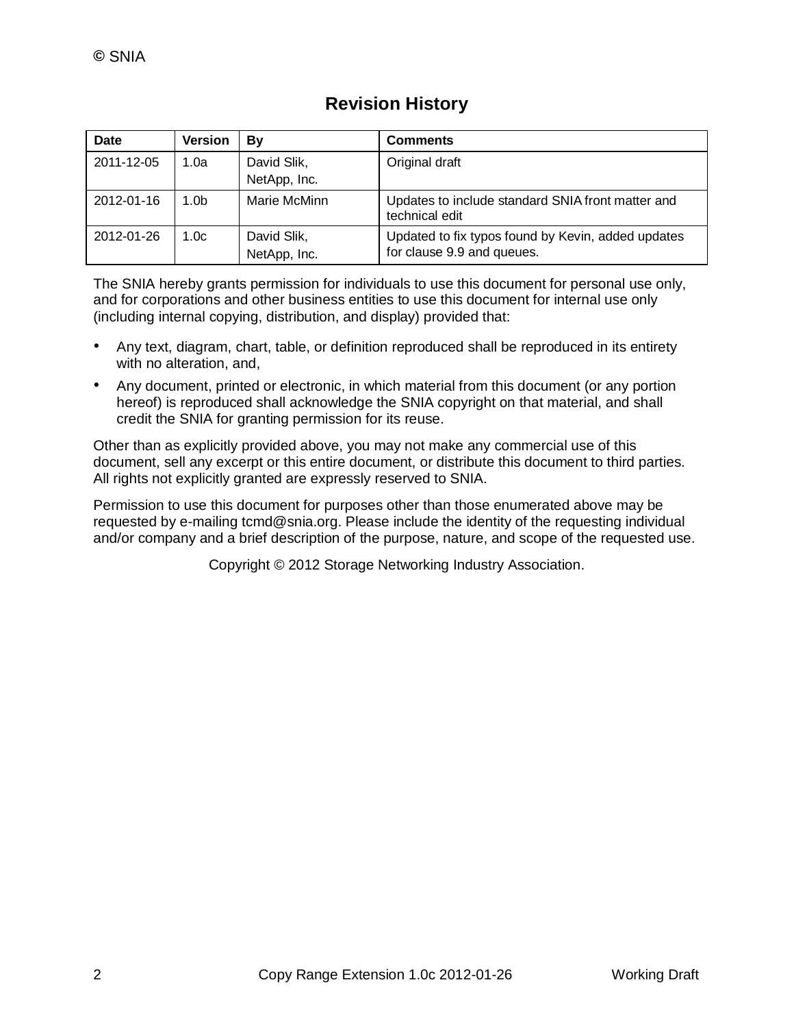## Revision History

| Date | Version | By | Comments |
|---|---|---|---|
| 2011-12-05 | 1.0a | David Slik, NetApp, Inc. | Original draft |
| 2012-01-16 | 1.0b | Marie McMinn | Updates to include standard SNIA front matter and technical edit |
| 2012-01-26 | 1.0c | David Slik, NetApp, Inc. | Updated to fix typos found by Kevin, added updates for clause 9.9 and queues. |

The SNIA hereby grants permission for individuals to use this document for personal use only, and for corporations and other business entities to use this document for internal use only (including internal copying, distribution, and display) provided that:

- Any text, diagram, chart, table, or definition reproduced shall be reproduced in its entirety with no alteration, and,
- Any document, printed or electronic, in which material from this document (or any portion hereof) is reproduced shall acknowledge the SNIA copyright on that material, and shall credit the SNIA for granting permission for its reuse.

Other than as explicitly provided above, you may not make any commercial use of this document, sell any excerpt or this entire document, or distribute this document to third parties. All rights not explicitly granted are expressly reserved to SNIA.

Permission to use this document for purposes other than those enumerated above may be requested by e-mailing tcmd@snia.org. Please include the identity of the requesting individual and/or company and a brief description of the purpose, nature, and scope of the requested use.

Copyright © 2012 Storage Networking Industry Association.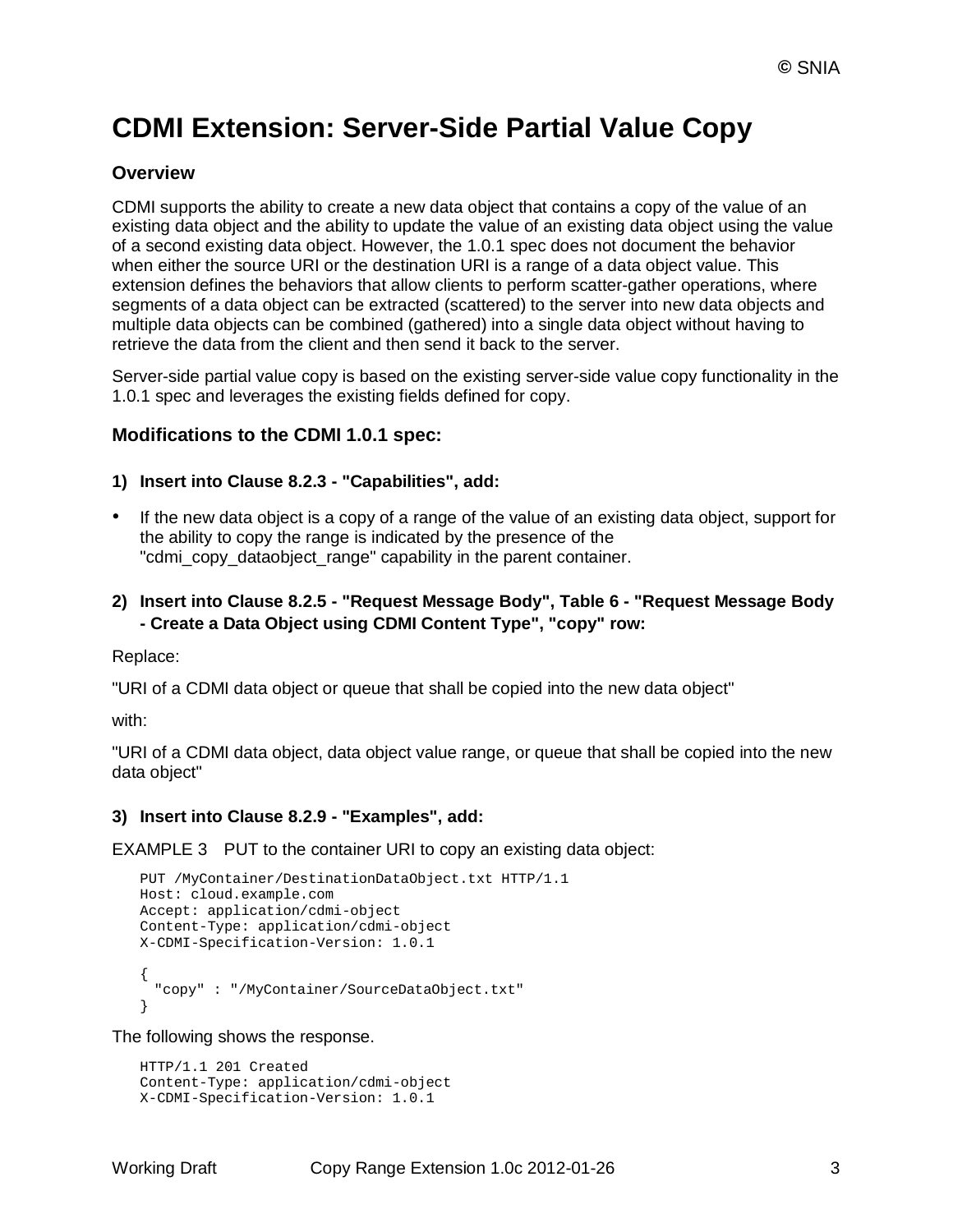# CDMI Extension: Server-Side Partial Value Copy

### Overview

CDMI supports the ability to create a new data object that contains a copy of the value of an existing data object and the ability to update the value of an existing data object using the value of a second existing data object. However, the 1.0.1 spec does not document the behavior when either the source URI or the destination URI is a range of a data object value. This extension defines the behaviors that allow clients to perform scatter-gather operations, where segments of a data object can be extracted (scattered) to the server into new data objects and multiple data objects can be combined (gathered) into a single data object without having to retrieve the data from the client and then send it back to the server.

Server-side partial value copy is based on the existing server-side value copy functionality in the 1.0.1 spec and leverages the existing fields defined for copy.

### Modifications to the CDMI 1.0.1 spec:

**1) Insert into Clause 8.2.3 - "Capabilities", add:**

- If the new data object is a copy of a range of the value of an existing data object, support for the ability to copy the range is indicated by the presence of the "cdmi_copy_dataobject_range" capability in the parent container.

**2) Insert into Clause 8.2.5 - "Request Message Body", Table 6 - "Request Message Body - Create a Data Object using CDMI Content Type", "copy" row:**

Replace:

"URI of a CDMI data object or queue that shall be copied into the new data object"

with:

"URI of a CDMI data object, data object value range, or queue that shall be copied into the new data object"

**3) Insert into Clause 8.2.9 - "Examples", add:**

EXAMPLE 3 PUT to the container URI to copy an existing data object:

```
PUT /MyContainer/DestinationDataObject.txt HTTP/1.1
Host: cloud.example.com
Accept: application/cdmi-object
Content-Type: application/cdmi-object
X-CDMI-Specification-Version: 1.0.1

{
  "copy" : "/MyContainer/SourceDataObject.txt"
}
```

The following shows the response.

```
HTTP/1.1 201 Created
Content-Type: application/cdmi-object
X-CDMI-Specification-Version: 1.0.1
```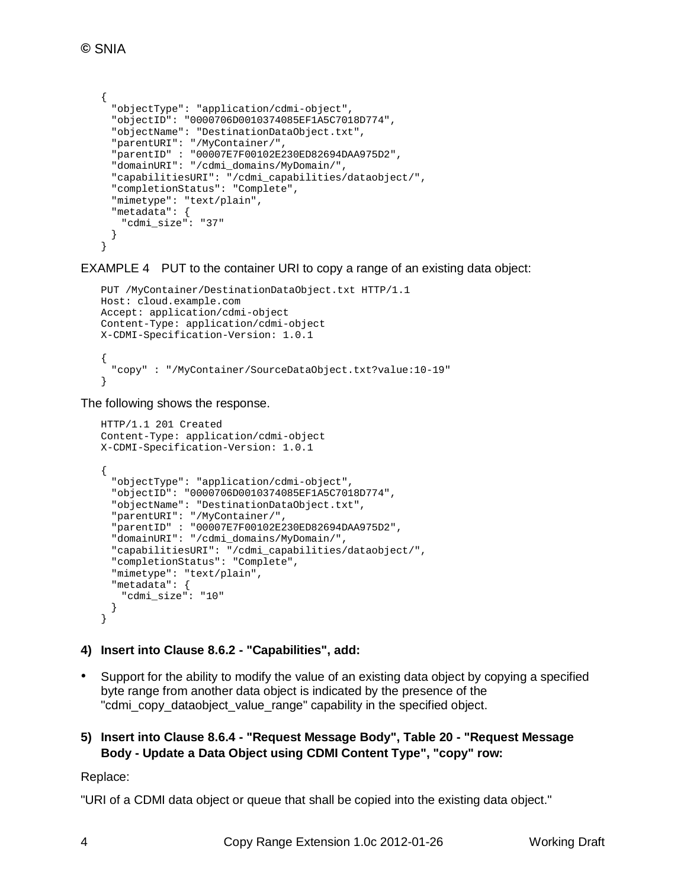```
{
  "objectType": "application/cdmi-object",
  "objectID": "0000706D0010374085EF1A5C7018D774",
  "objectName": "DestinationDataObject.txt",
  "parentURI": "/MyContainer/",
  "parentID" : "00007E7F00102E230ED82694DAA975D2",
  "domainURI": "/cdmi_domains/MyDomain/",
  "capabilitiesURI": "/cdmi_capabilities/dataobject/",
  "completionStatus": "Complete",
  "mimetype": "text/plain",
  "metadata": {
    "cdmi_size": "37"
  }
}
```

EXAMPLE 4 PUT to the container URI to copy a range of an existing data object:

```
PUT /MyContainer/DestinationDataObject.txt HTTP/1.1
Host: cloud.example.com
Accept: application/cdmi-object
Content-Type: application/cdmi-object
X-CDMI-Specification-Version: 1.0.1

{
  "copy" : "/MyContainer/SourceDataObject.txt?value:10-19"
}
```

The following shows the response.

```
HTTP/1.1 201 Created
Content-Type: application/cdmi-object
X-CDMI-Specification-Version: 1.0.1

{
  "objectType": "application/cdmi-object",
  "objectID": "0000706D0010374085EF1A5C7018D774",
  "objectName": "DestinationDataObject.txt",
  "parentURI": "/MyContainer/",
  "parentID" : "00007E7F00102E230ED82694DAA975D2",
  "domainURI": "/cdmi_domains/MyDomain/",
  "capabilitiesURI": "/cdmi_capabilities/dataobject/",
  "completionStatus": "Complete",
  "mimetype": "text/plain",
  "metadata": {
    "cdmi_size": "10"
  }
}
```

**4) Insert into Clause 8.6.2 - "Capabilities", add:**

- Support for the ability to modify the value of an existing data object by copying a specified byte range from another data object is indicated by the presence of the "cdmi_copy_dataobject_value_range" capability in the specified object.

**5) Insert into Clause 8.6.4 - "Request Message Body", Table 20 - "Request Message Body - Update a Data Object using CDMI Content Type", "copy" row:**

Replace:

"URI of a CDMI data object or queue that shall be copied into the existing data object."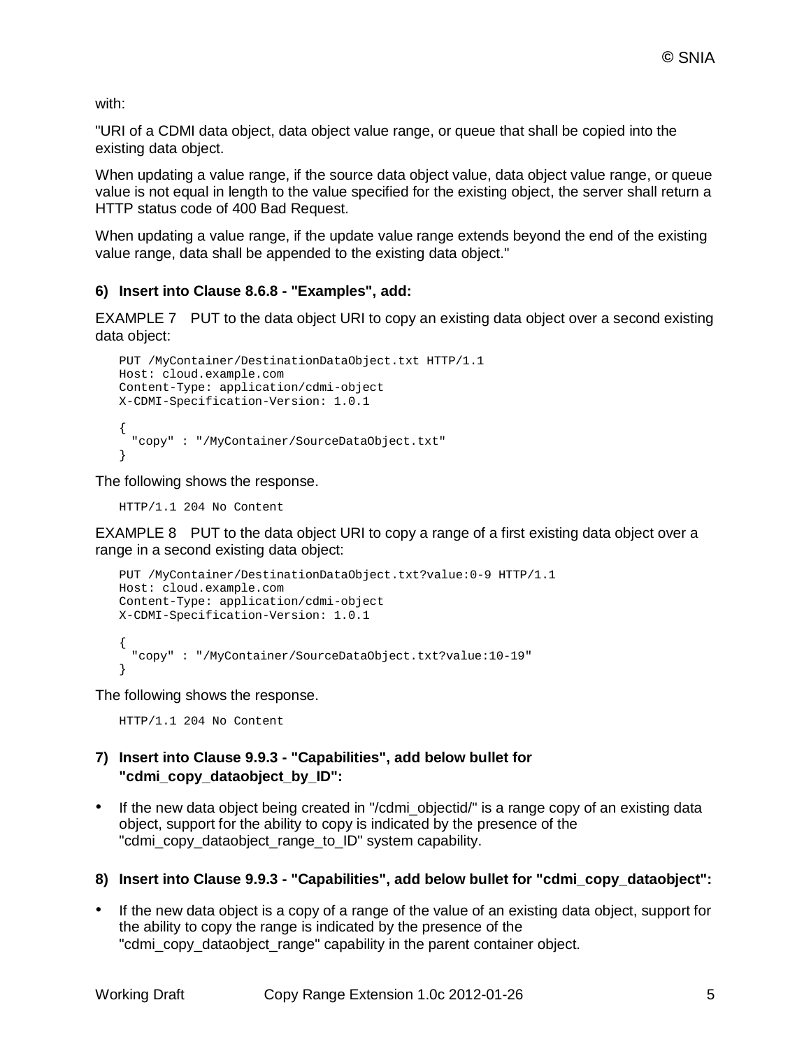with:

"URI of a CDMI data object, data object value range, or queue that shall be copied into the existing data object.

When updating a value range, if the source data object value, data object value range, or queue value is not equal in length to the value specified for the existing object, the server shall return a HTTP status code of 400 Bad Request.

When updating a value range, if the update value range extends beyond the end of the existing value range, data shall be appended to the existing data object."

**6) Insert into Clause 8.6.8 - "Examples", add:**

EXAMPLE 7 PUT to the data object URI to copy an existing data object over a second existing data object:

```
PUT /MyContainer/DestinationDataObject.txt HTTP/1.1
Host: cloud.example.com
Content-Type: application/cdmi-object
X-CDMI-Specification-Version: 1.0.1

{
  "copy" : "/MyContainer/SourceDataObject.txt"
}
```

The following shows the response.

```
HTTP/1.1 204 No Content
```

EXAMPLE 8 PUT to the data object URI to copy a range of a first existing data object over a range in a second existing data object:

```
PUT /MyContainer/DestinationDataObject.txt?value:0-9 HTTP/1.1
Host: cloud.example.com
Content-Type: application/cdmi-object
X-CDMI-Specification-Version: 1.0.1

{
  "copy" : "/MyContainer/SourceDataObject.txt?value:10-19"
}
```

The following shows the response.

```
HTTP/1.1 204 No Content
```

**7) Insert into Clause 9.9.3 - "Capabilities", add below bullet for "cdmi_copy_dataobject_by_ID":**

- If the new data object being created in "/cdmi_objectid/" is a range copy of an existing data object, support for the ability to copy is indicated by the presence of the "cdmi_copy_dataobject_range_to_ID" system capability.

**8) Insert into Clause 9.9.3 - "Capabilities", add below bullet for "cdmi_copy_dataobject":**

- If the new data object is a copy of a range of the value of an existing data object, support for the ability to copy the range is indicated by the presence of the "cdmi_copy_dataobject_range" capability in the parent container object.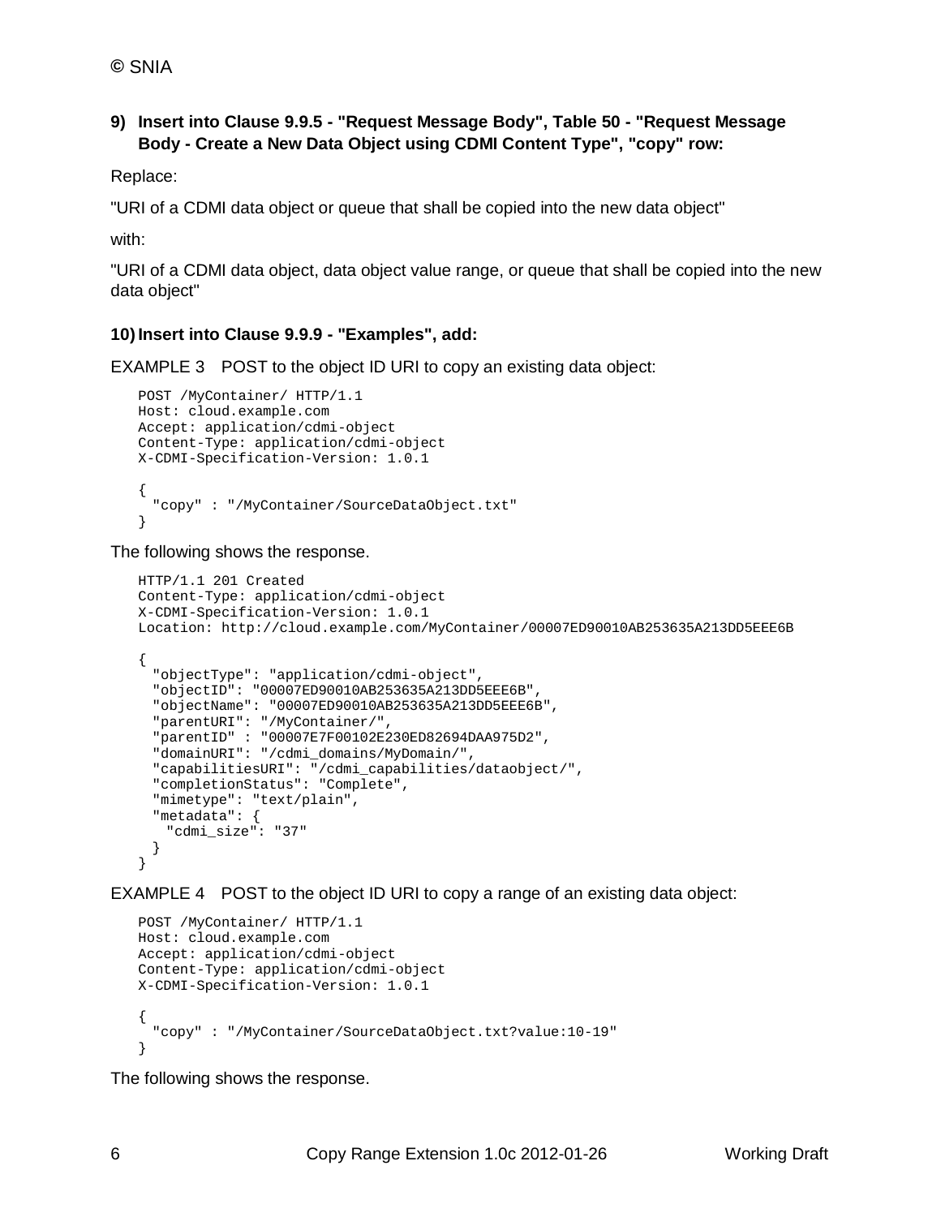**9) Insert into Clause 9.9.5 - "Request Message Body", Table 50 - "Request Message Body - Create a New Data Object using CDMI Content Type", "copy" row:**

Replace:

"URI of a CDMI data object or queue that shall be copied into the new data object"

with:

"URI of a CDMI data object, data object value range, or queue that shall be copied into the new data object"

**10) Insert into Clause 9.9.9 - "Examples", add:**

EXAMPLE 3 POST to the object ID URI to copy an existing data object:

```
POST /MyContainer/ HTTP/1.1
Host: cloud.example.com
Accept: application/cdmi-object
Content-Type: application/cdmi-object
X-CDMI-Specification-Version: 1.0.1

{
  "copy" : "/MyContainer/SourceDataObject.txt"
}
```

The following shows the response.

```
HTTP/1.1 201 Created
Content-Type: application/cdmi-object
X-CDMI-Specification-Version: 1.0.1
Location: http://cloud.example.com/MyContainer/00007ED90010AB253635A213DD5EEE6B

{
  "objectType": "application/cdmi-object",
  "objectID": "00007ED90010AB253635A213DD5EEE6B",
  "objectName": "00007ED90010AB253635A213DD5EEE6B",
  "parentURI": "/MyContainer/",
  "parentID" : "00007E7F00102E230ED82694DAA975D2",
  "domainURI": "/cdmi_domains/MyDomain/",
  "capabilitiesURI": "/cdmi_capabilities/dataobject/",
  "completionStatus": "Complete",
  "mimetype": "text/plain",
  "metadata": {
    "cdmi_size": "37"
  }
}
```

EXAMPLE 4 POST to the object ID URI to copy a range of an existing data object:

```
POST /MyContainer/ HTTP/1.1
Host: cloud.example.com
Accept: application/cdmi-object
Content-Type: application/cdmi-object
X-CDMI-Specification-Version: 1.0.1

{
  "copy" : "/MyContainer/SourceDataObject.txt?value:10-19"
}
```

The following shows the response.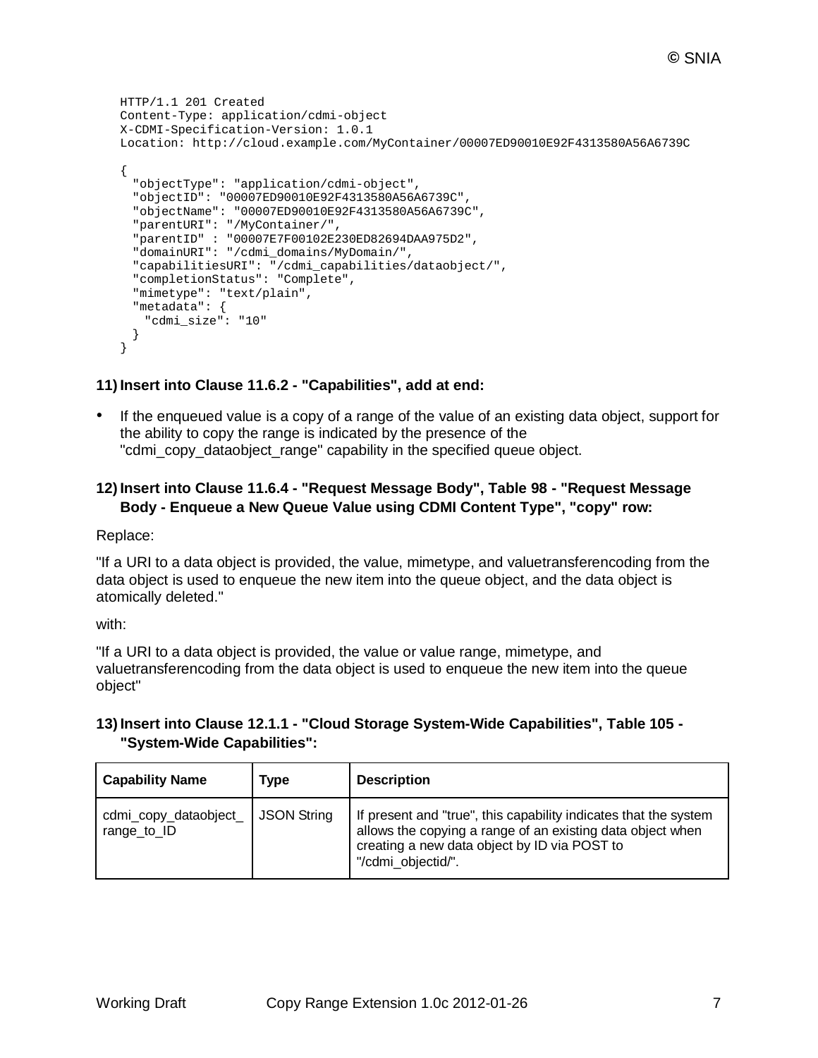```
HTTP/1.1 201 Created
Content-Type: application/cdmi-object
X-CDMI-Specification-Version: 1.0.1
Location: http://cloud.example.com/MyContainer/00007ED90010E92F4313580A56A6739C

{
  "objectType": "application/cdmi-object",
  "objectID": "00007ED90010E92F4313580A56A6739C",
  "objectName": "00007ED90010E92F4313580A56A6739C",
  "parentURI": "/MyContainer/",
  "parentID" : "00007E7F00102E230ED82694DAA975D2",
  "domainURI": "/cdmi_domains/MyDomain/",
  "capabilitiesURI": "/cdmi_capabilities/dataobject/",
  "completionStatus": "Complete",
  "mimetype": "text/plain",
  "metadata": {
    "cdmi_size": "10"
  }
}
```

**11) Insert into Clause 11.6.2 - "Capabilities", add at end:**

- If the enqueued value is a copy of a range of the value of an existing data object, support for the ability to copy the range is indicated by the presence of the "cdmi_copy_dataobject_range" capability in the specified queue object.

**12) Insert into Clause 11.6.4 - "Request Message Body", Table 98 - "Request Message Body - Enqueue a New Queue Value using CDMI Content Type", "copy" row:**

Replace:

"If a URI to a data object is provided, the value, mimetype, and valuetransferencoding from the data object is used to enqueue the new item into the queue object, and the data object is atomically deleted."

with:

"If a URI to a data object is provided, the value or value range, mimetype, and valuetransferencoding from the data object is used to enqueue the new item into the queue object"

**13) Insert into Clause 12.1.1 - "Cloud Storage System-Wide Capabilities", Table 105 - "System-Wide Capabilities":**

| Capability Name | Type | Description |
|---|---|---|
| cdmi_copy_dataobject_range_to_ID | JSON String | If present and "true", this capability indicates that the system allows the copying a range of an existing data object when creating a new data object by ID via POST to "/cdmi_objectid/". |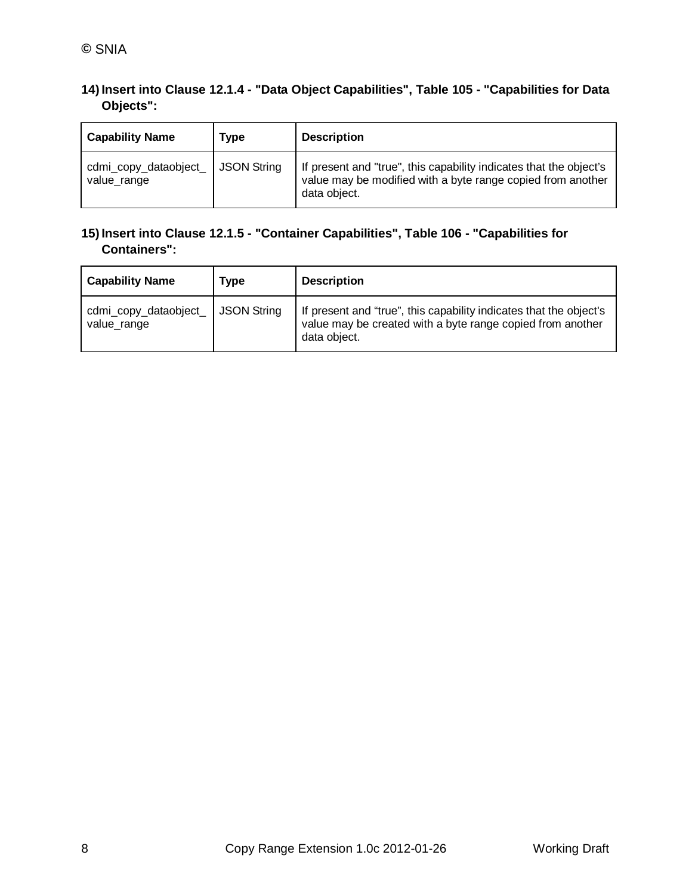**14) Insert into Clause 12.1.4 - "Data Object Capabilities", Table 105 - "Capabilities for Data Objects":**

| Capability Name | Type | Description |
|---|---|---|
| cdmi_copy_dataobject_value_range | JSON String | If present and "true", this capability indicates that the object's value may be modified with a byte range copied from another data object. |

**15) Insert into Clause 12.1.5 - "Container Capabilities", Table 106 - "Capabilities for Containers":**

| Capability Name | Type | Description |
|---|---|---|
| cdmi_copy_dataobject_value_range | JSON String | If present and "true", this capability indicates that the object's value may be created with a byte range copied from another data object. |